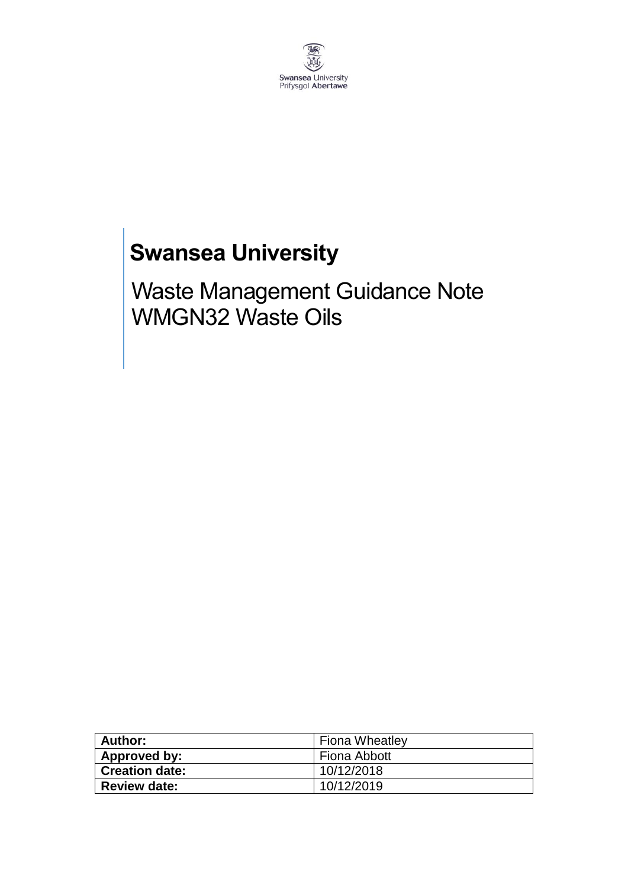Swansea University
Prifysgol Abertawe

# Swansea University

## Waste Management Guidance Note WMGN32 Waste Oils

| Author: | Fiona Wheatley |
|---|---|
| Approved by: | Fiona Abbott |
| Creation date: | 10/12/2018 |
| Review date: | 10/12/2019 |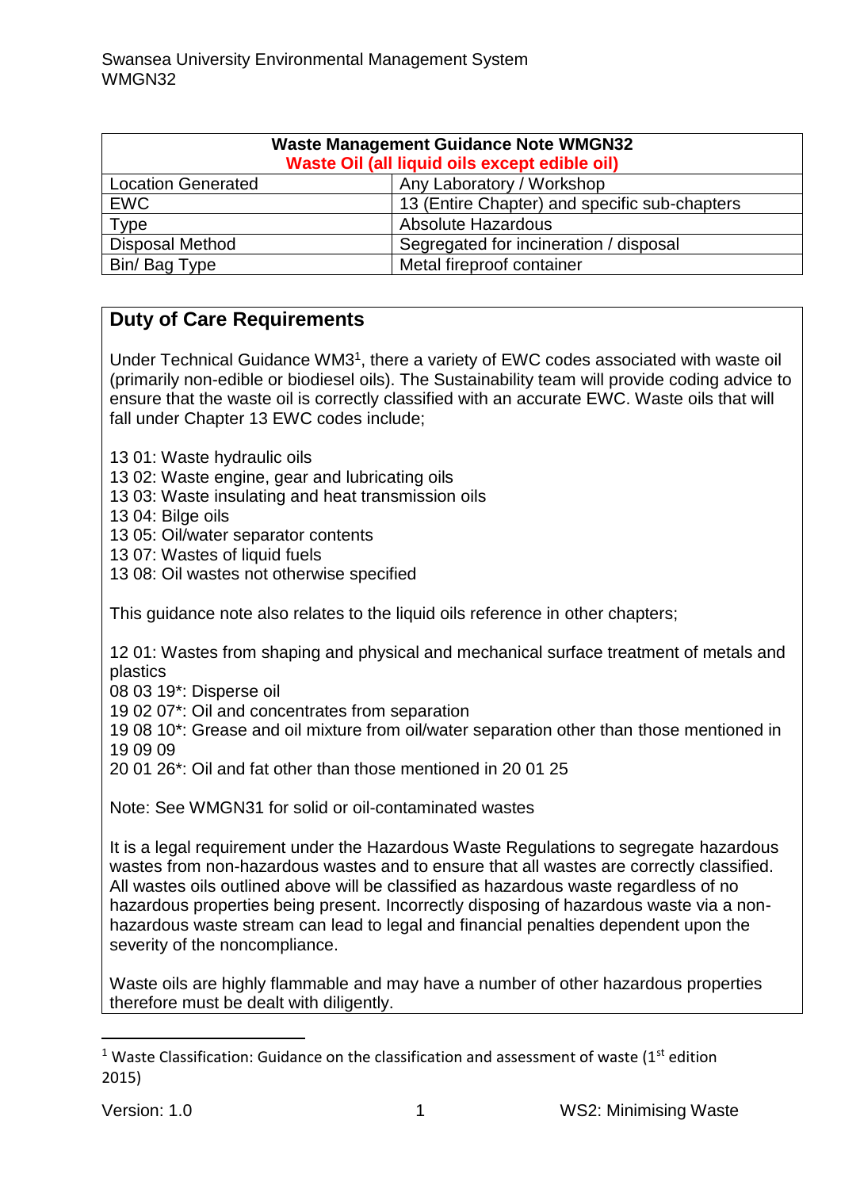| Waste Management Guidance Note WMGN32<br>Waste Oil (all liquid oils except edible oil) | |
|---|---|
| Location Generated | Any Laboratory / Workshop |
| EWC | 13 (Entire Chapter) and specific sub-chapters |
| Type | Absolute Hazardous |
| Disposal Method | Segregated for incineration / disposal |
| Bin/ Bag Type | Metal fireproof container |

## Duty of Care Requirements

Under Technical Guidance WM3[1], there a variety of EWC codes associated with waste oil (primarily non-edible or biodiesel oils). The Sustainability team will provide coding advice to ensure that the waste oil is correctly classified with an accurate EWC. Waste oils that will fall under Chapter 13 EWC codes include;

13 01: Waste hydraulic oils
13 02: Waste engine, gear and lubricating oils
13 03: Waste insulating and heat transmission oils
13 04: Bilge oils
13 05: Oil/water separator contents
13 07: Wastes of liquid fuels
13 08: Oil wastes not otherwise specified

This guidance note also relates to the liquid oils reference in other chapters;

12 01: Wastes from shaping and physical and mechanical surface treatment of metals and plastics
08 03 19*: Disperse oil
19 02 07*: Oil and concentrates from separation
19 08 10*: Grease and oil mixture from oil/water separation other than those mentioned in 19 09 09
20 01 26*: Oil and fat other than those mentioned in 20 01 25

Note: See WMGN31 for solid or oil-contaminated wastes

It is a legal requirement under the Hazardous Waste Regulations to segregate hazardous wastes from non-hazardous wastes and to ensure that all wastes are correctly classified. All wastes oils outlined above will be classified as hazardous waste regardless of no hazardous properties being present. Incorrectly disposing of hazardous waste via a non-hazardous waste stream can lead to legal and financial penalties dependent upon the severity of the noncompliance.

Waste oils are highly flammable and may have a number of other hazardous properties therefore must be dealt with diligently.

[1] Waste Classification: Guidance on the classification and assessment of waste (1st edition 2015)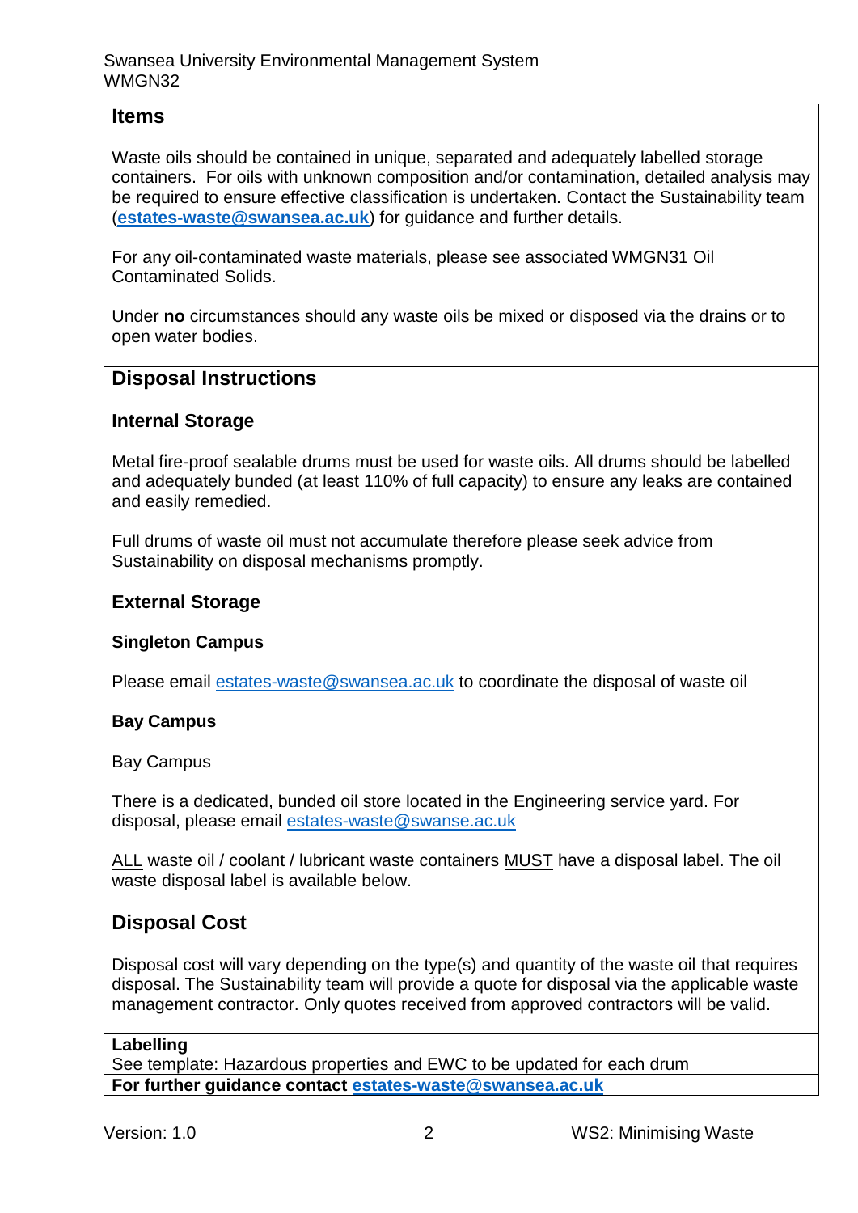## Items

Waste oils should be contained in unique, separated and adequately labelled storage containers. For oils with unknown composition and/or contamination, detailed analysis may be required to ensure effective classification is undertaken. Contact the Sustainability team (**estates-waste@swansea.ac.uk**) for guidance and further details.

For any oil-contaminated waste materials, please see associated WMGN31 Oil Contaminated Solids.

Under **no** circumstances should any waste oils be mixed or disposed via the drains or to open water bodies.

## Disposal Instructions

### Internal Storage

Metal fire-proof sealable drums must be used for waste oils. All drums should be labelled and adequately bunded (at least 110% of full capacity) to ensure any leaks are contained and easily remedied.

Full drums of waste oil must not accumulate therefore please seek advice from Sustainability on disposal mechanisms promptly.

### External Storage

#### Singleton Campus

Please email estates-waste@swansea.ac.uk to coordinate the disposal of waste oil

#### Bay Campus

Bay Campus

There is a dedicated, bunded oil store located in the Engineering service yard. For disposal, please email estates-waste@swanse.ac.uk

ALL waste oil / coolant / lubricant waste containers MUST have a disposal label. The oil waste disposal label is available below.

## Disposal Cost

Disposal cost will vary depending on the type(s) and quantity of the waste oil that requires disposal. The Sustainability team will provide a quote for disposal via the applicable waste management contractor. Only quotes received from approved contractors will be valid.

**Labelling**

See template: Hazardous properties and EWC to be updated for each drum

**For further guidance contact estates-waste@swansea.ac.uk**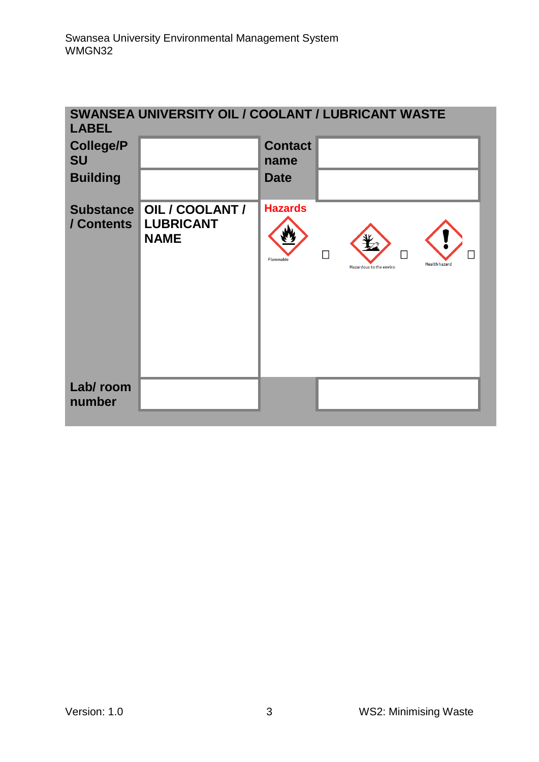| SWANSEA UNIVERSITY OIL / COOLANT / LUBRICANT WASTE LABEL | | | |
|---|---|---|---|
| College/PSU | | Contact name | |
| Building | | Date | |
| Substance / Contents | OIL / COOLANT / LUBRICANT NAME | Hazards | Flammable ☐ Hazardous to the enviro ☐ Health hazard ☐ |
| Lab/ room number | | | |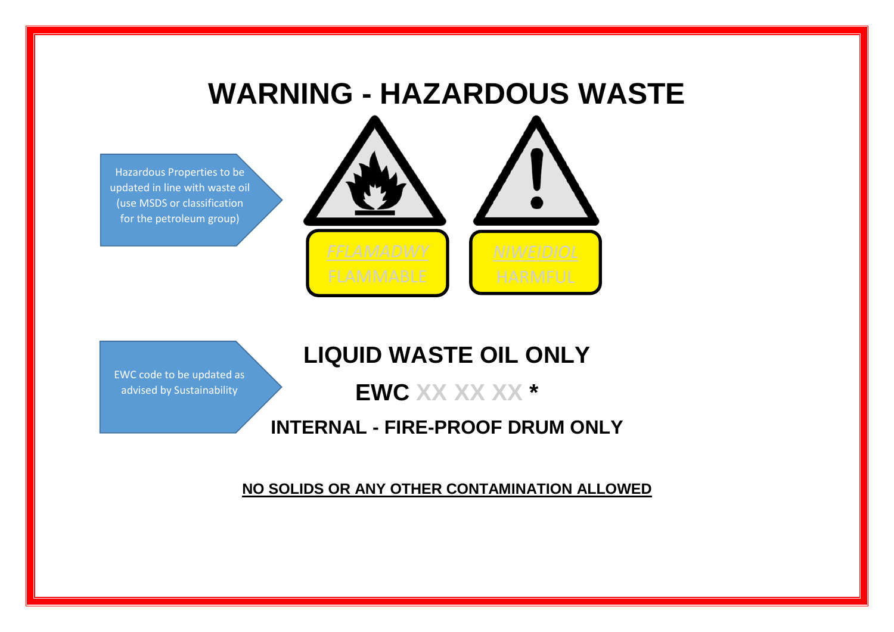# WARNING - HAZARDOUS WASTE

Hazardous Properties to be updated in line with waste oil (use MSDS or classification for the petroleum group)

*FFLAMADWY*
FLAMMABLE

*NIWEIDIOL*
HARMFUL

EWC code to be updated as advised by Sustainability

**LIQUID WASTE OIL ONLY**

**EWC XX XX XX ***

**INTERNAL - FIRE-PROOF DRUM ONLY**

**NO SOLIDS OR ANY OTHER CONTAMINATION ALLOWED**